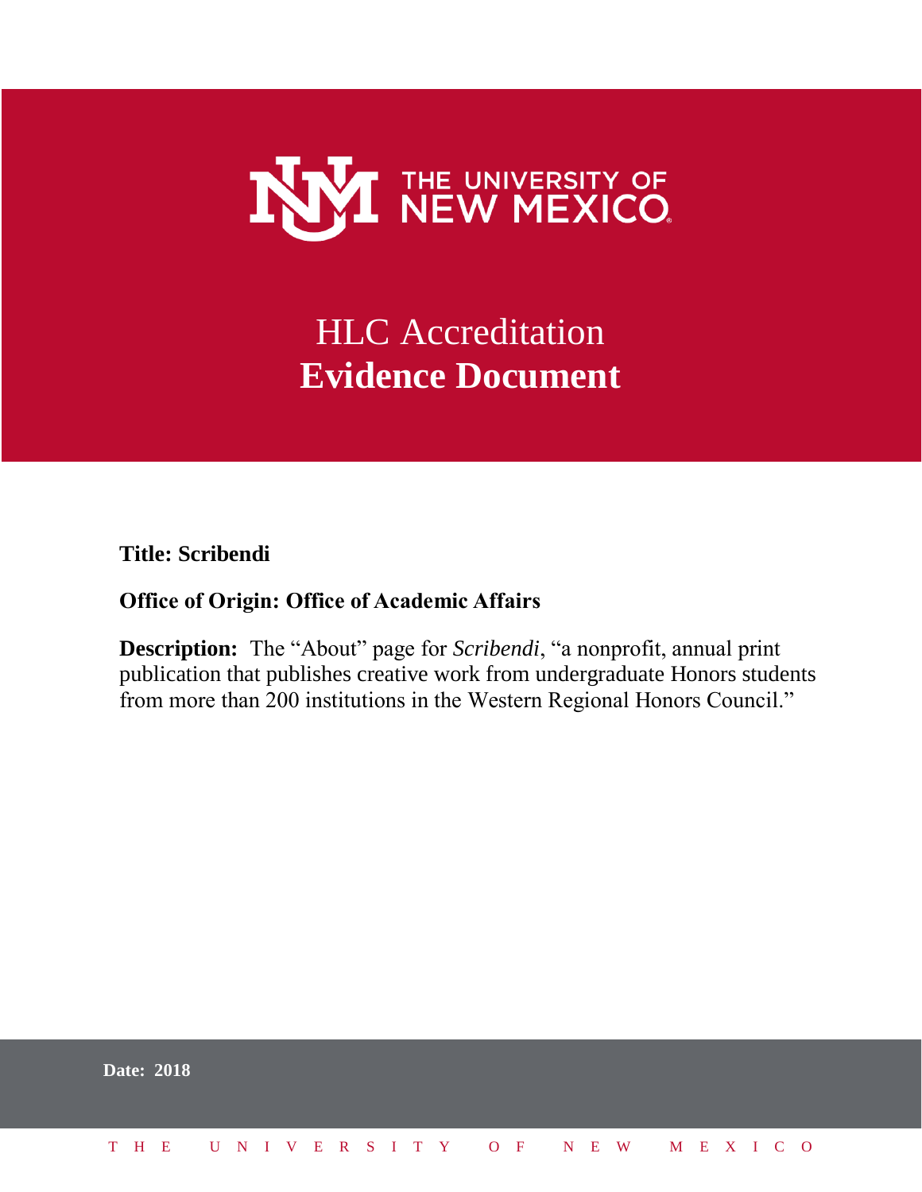THE UNIVERSITY OF NEW MEXICO

# HLC Accreditation
# **Evidence Document**

**Title: Scribendi**

**Office of Origin: Office of Academic Affairs**

**Description:** The "About" page for *Scribendi*, "a nonprofit, annual print publication that publishes creative work from undergraduate Honors students from more than 200 institutions in the Western Regional Honors Council."

**Date: 2018**

THE UNIVERSITY OF NEW MEXICO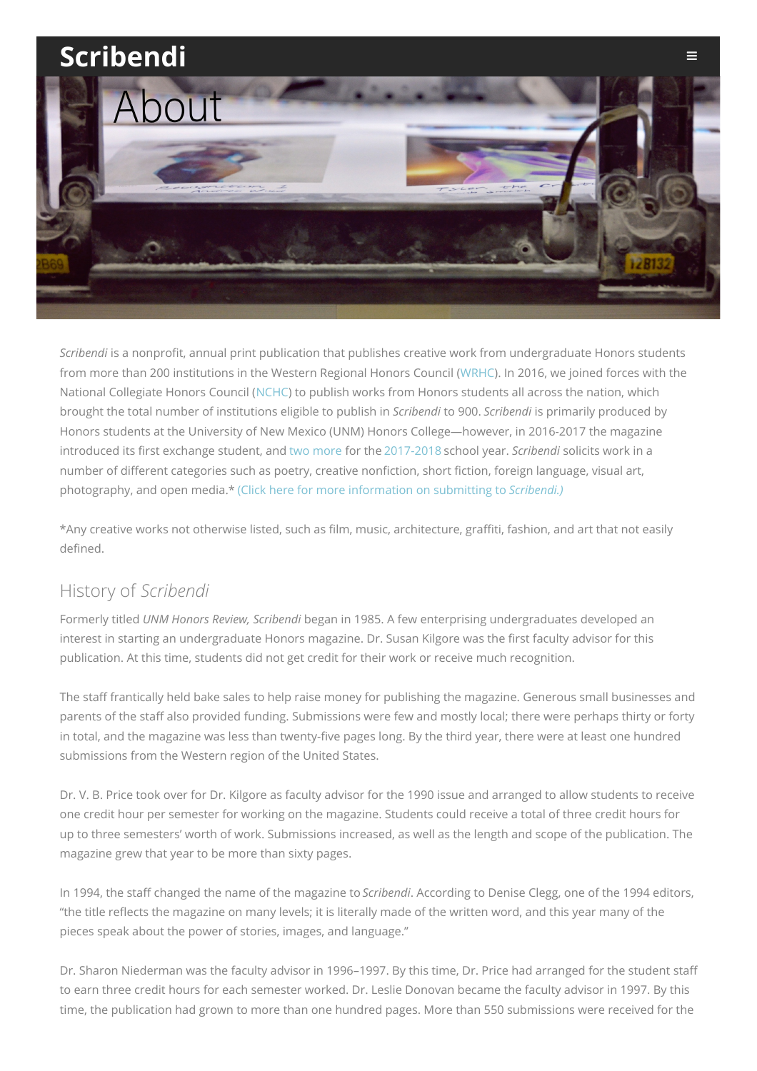# Scribendi

# About

*Scribendi* is a nonprofit, annual print publication that publishes creative work from undergraduate Honors students from more than 200 institutions in the Western Regional Honors Council (WRHC). In 2016, we joined forces with the National Collegiate Honors Council (NCHC) to publish works from Honors students all across the nation, which brought the total number of institutions eligible to publish in *Scribendi* to 900. *Scribendi* is primarily produced by Honors students at the University of New Mexico (UNM) Honors College—however, in 2016-2017 the magazine introduced its first exchange student, and two more for the 2017-2018 school year. *Scribendi* solicits work in a number of different categories such as poetry, creative nonfiction, short fiction, foreign language, visual art, photography, and open media.* (Click here for more information on submitting to *Scribendi.)*

*Any creative works not otherwise listed, such as film, music, architecture, graffiti, fashion, and art that not easily defined.

## History of *Scribendi*

Formerly titled *UNM Honors Review, Scribendi* began in 1985. A few enterprising undergraduates developed an interest in starting an undergraduate Honors magazine. Dr. Susan Kilgore was the first faculty advisor for this publication. At this time, students did not get credit for their work or receive much recognition.

The staff frantically held bake sales to help raise money for publishing the magazine. Generous small businesses and parents of the staff also provided funding. Submissions were few and mostly local; there were perhaps thirty or forty in total, and the magazine was less than twenty-five pages long. By the third year, there were at least one hundred submissions from the Western region of the United States.

Dr. V. B. Price took over for Dr. Kilgore as faculty advisor for the 1990 issue and arranged to allow students to receive one credit hour per semester for working on the magazine. Students could receive a total of three credit hours for up to three semesters' worth of work. Submissions increased, as well as the length and scope of the publication. The magazine grew that year to be more than sixty pages.

In 1994, the staff changed the name of the magazine to *Scribendi*. According to Denise Clegg, one of the 1994 editors, "the title reflects the magazine on many levels; it is literally made of the written word, and this year many of the pieces speak about the power of stories, images, and language."

Dr. Sharon Niederman was the faculty advisor in 1996–1997. By this time, Dr. Price had arranged for the student staff to earn three credit hours for each semester worked. Dr. Leslie Donovan became the faculty advisor in 1997. By this time, the publication had grown to more than one hundred pages. More than 550 submissions were received for the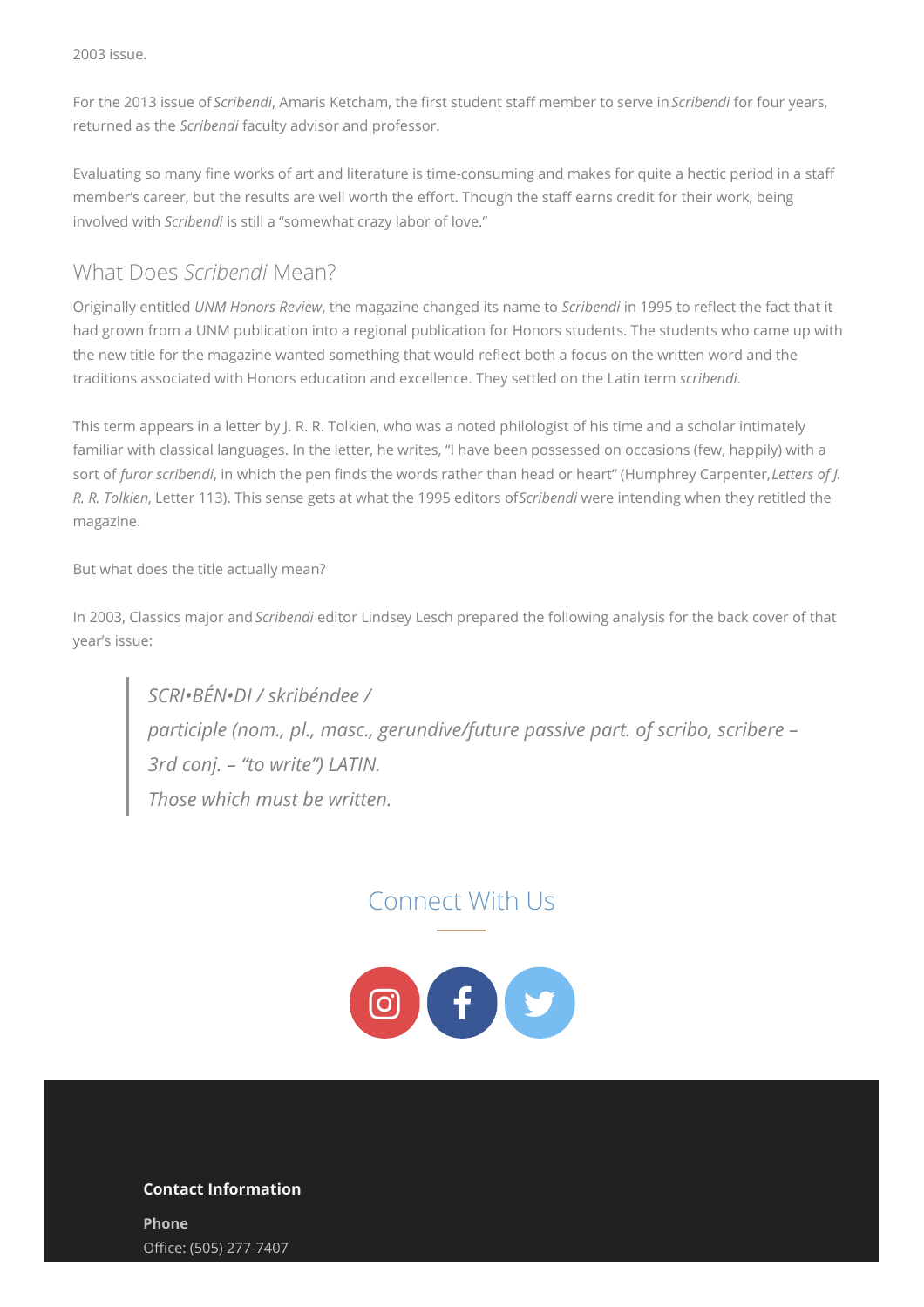2003 issue.

For the 2013 issue of *Scribendi*, Amaris Ketcham, the first student staff member to serve in *Scribendi* for four years, returned as the *Scribendi* faculty advisor and professor.

Evaluating so many fine works of art and literature is time-consuming and makes for quite a hectic period in a staff member's career, but the results are well worth the effort. Though the staff earns credit for their work, being involved with *Scribendi* is still a "somewhat crazy labor of love."

## What Does *Scribendi* Mean?

Originally entitled *UNM Honors Review*, the magazine changed its name to *Scribendi* in 1995 to reflect the fact that it had grown from a UNM publication into a regional publication for Honors students. The students who came up with the new title for the magazine wanted something that would reflect both a focus on the written word and the traditions associated with Honors education and excellence. They settled on the Latin term *scribendi*.

This term appears in a letter by J. R. R. Tolkien, who was a noted philologist of his time and a scholar intimately familiar with classical languages. In the letter, he writes, "I have been possessed on occasions (few, happily) with a sort of *furor scribendi*, in which the pen finds the words rather than head or heart" (Humphrey Carpenter, *Letters of J. R. R. Tolkien*, Letter 113). This sense gets at what the 1995 editors of *Scribendi* were intending when they retitled the magazine.

But what does the title actually mean?

In 2003, Classics major and *Scribendi* editor Lindsey Lesch prepared the following analysis for the back cover of that year's issue:

> *SCRI•BÉN•DI / skribéndee /*
> *participle (nom., pl., masc., gerundive/future passive part. of scribo, scribere – 3rd conj. – "to write") LATIN.*
> *Those which must be written.*

## Connect With Us

**Contact Information**

**Phone**
Office: (505) 277-7407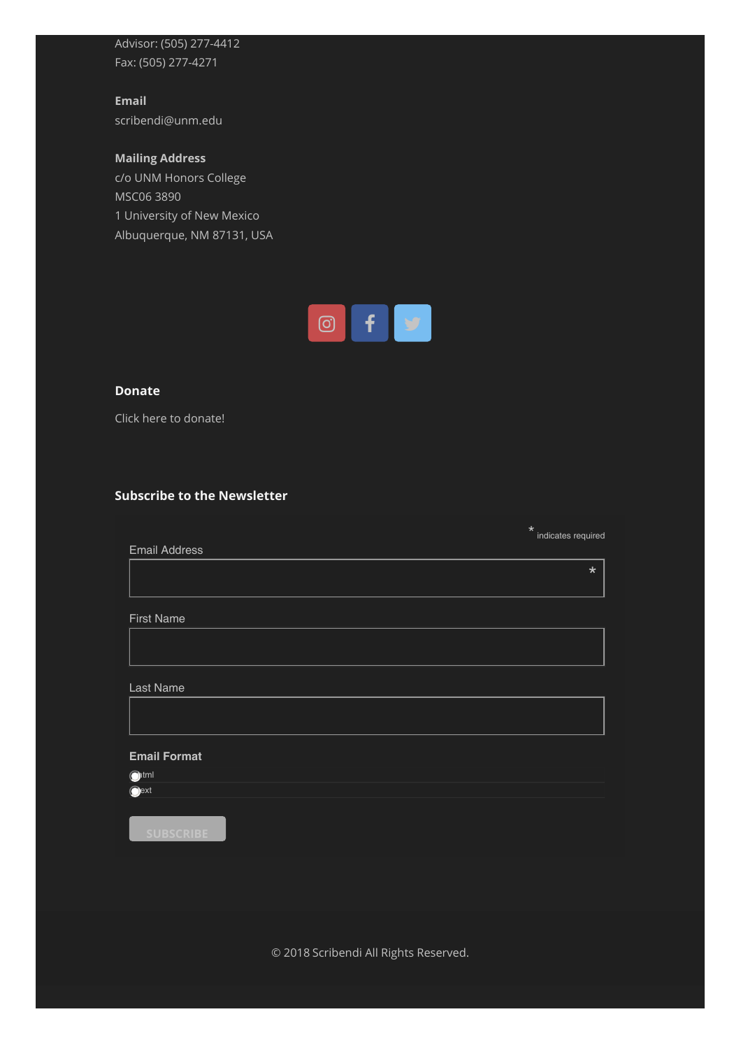Advisor: (505) 277-4412
Fax: (505) 277-4271

**Email**
scribendi@unm.edu

**Mailing Address**
c/o UNM Honors College
MSC06 3890
1 University of New Mexico
Albuquerque, NM 87131, USA

**Donate**

Click here to donate!

**Subscribe to the Newsletter**

* indicates required

Email Address *

First Name

Last Name

**Email Format**

html
text

SUBSCRIBE

© 2018 Scribendi All Rights Reserved.